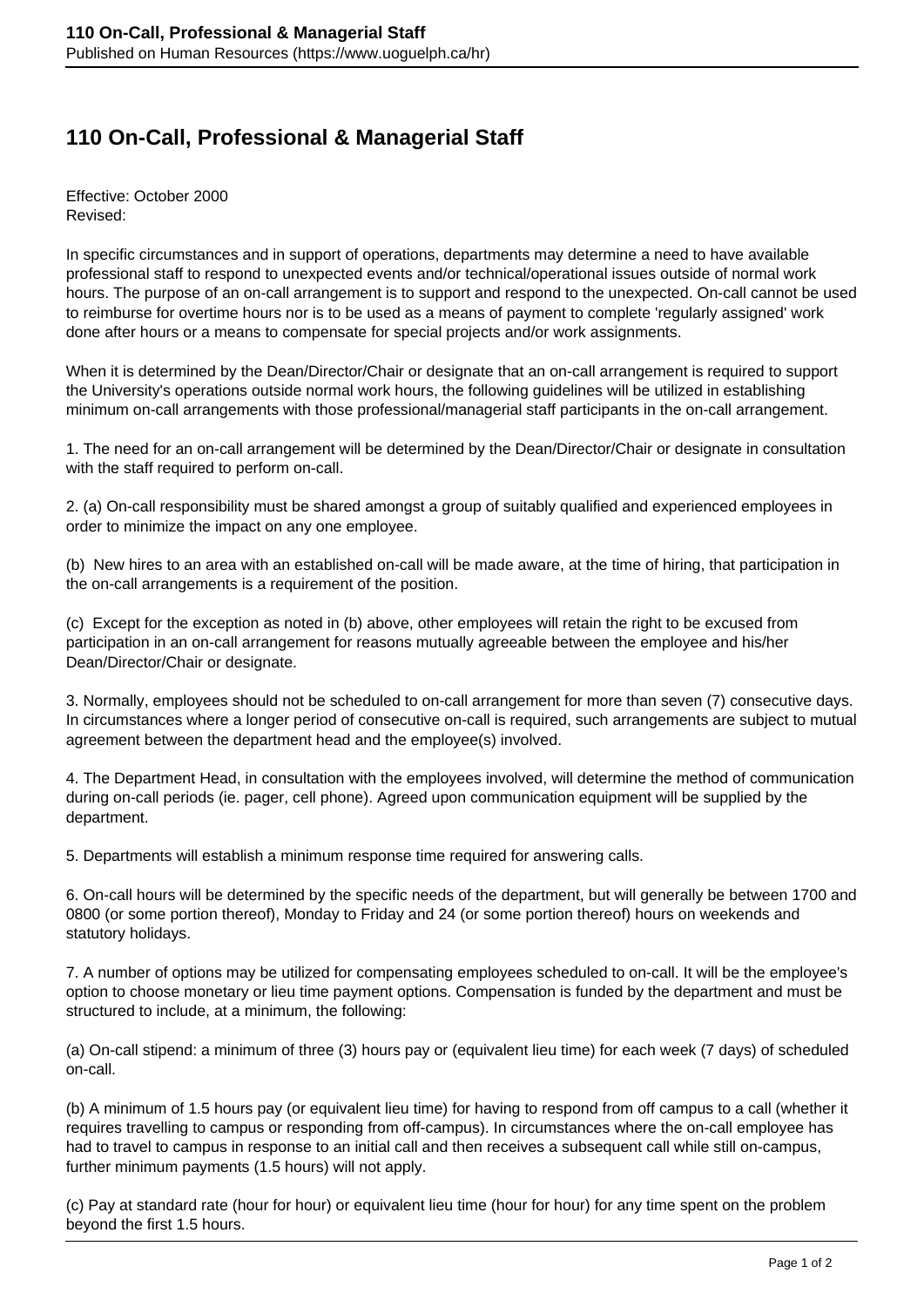# 110 On-Call, Professional & Managerial Staff

Effective: October 2000
Revised:

In specific circumstances and in support of operations, departments may determine a need to have available professional staff to respond to unexpected events and/or technical/operational issues outside of normal work hours. The purpose of an on-call arrangement is to support and respond to the unexpected. On-call cannot be used to reimburse for overtime hours nor is to be used as a means of payment to complete 'regularly assigned' work done after hours or a means to compensate for special projects and/or work assignments.

When it is determined by the Dean/Director/Chair or designate that an on-call arrangement is required to support the University's operations outside normal work hours, the following guidelines will be utilized in establishing minimum on-call arrangements with those professional/managerial staff participants in the on-call arrangement.

1. The need for an on-call arrangement will be determined by the Dean/Director/Chair or designate in consultation with the staff required to perform on-call.

2. (a) On-call responsibility must be shared amongst a group of suitably qualified and experienced employees in order to minimize the impact on any one employee.

(b) New hires to an area with an established on-call will be made aware, at the time of hiring, that participation in the on-call arrangements is a requirement of the position.

(c) Except for the exception as noted in (b) above, other employees will retain the right to be excused from participation in an on-call arrangement for reasons mutually agreeable between the employee and his/her Dean/Director/Chair or designate.

3. Normally, employees should not be scheduled to on-call arrangement for more than seven (7) consecutive days. In circumstances where a longer period of consecutive on-call is required, such arrangements are subject to mutual agreement between the department head and the employee(s) involved.

4. The Department Head, in consultation with the employees involved, will determine the method of communication during on-call periods (ie. pager, cell phone). Agreed upon communication equipment will be supplied by the department.

5. Departments will establish a minimum response time required for answering calls.

6. On-call hours will be determined by the specific needs of the department, but will generally be between 1700 and 0800 (or some portion thereof), Monday to Friday and 24 (or some portion thereof) hours on weekends and statutory holidays.

7. A number of options may be utilized for compensating employees scheduled to on-call. It will be the employee's option to choose monetary or lieu time payment options. Compensation is funded by the department and must be structured to include, at a minimum, the following:

(a) On-call stipend: a minimum of three (3) hours pay or (equivalent lieu time) for each week (7 days) of scheduled on-call.

(b) A minimum of 1.5 hours pay (or equivalent lieu time) for having to respond from off campus to a call (whether it requires travelling to campus or responding from off-campus). In circumstances where the on-call employee has had to travel to campus in response to an initial call and then receives a subsequent call while still on-campus, further minimum payments (1.5 hours) will not apply.

(c) Pay at standard rate (hour for hour) or equivalent lieu time (hour for hour) for any time spent on the problem beyond the first 1.5 hours.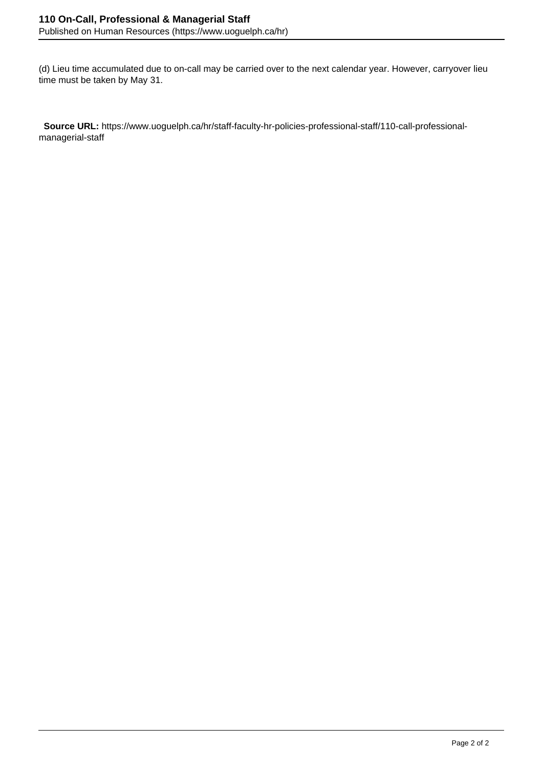(d) Lieu time accumulated due to on-call may be carried over to the next calendar year. However, carryover lieu time must be taken by May 31.

**Source URL:** https://www.uoguelph.ca/hr/staff-faculty-hr-policies-professional-staff/110-call-professional-managerial-staff